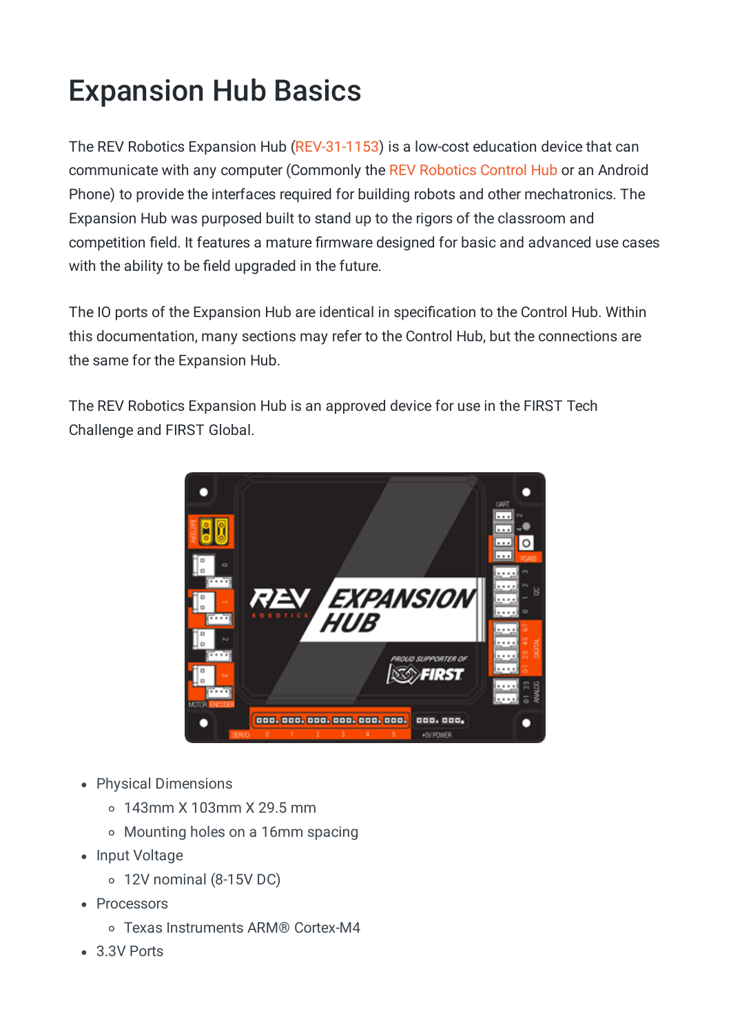# Expansion Hub Basics

The REV Robotics Expansion Hub (REV-31-1153) is a low-cost education device that can communicate with any computer (Commonly the REV Robotics Control Hub or an Android Phone) to provide the interfaces required for building robots and other mechatronics. The Expansion Hub was purposed built to stand up to the rigors of the classroom and competition field. It features a mature firmware designed for basic and advanced use cases with the ability to be field upgraded in the future.

The IO ports of the Expansion Hub are identical in specification to the Control Hub. Within this documentation, many sections may refer to the Control Hub, but the connections are the same for the Expansion Hub.

The REV Robotics Expansion Hub is an approved device for use in the FIRST Tech Challenge and FIRST Global.

- Physical Dimensions
  - 143mm X 103mm X 29.5 mm
  - Mounting holes on a 16mm spacing
- Input Voltage
  - 12V nominal (8-15V DC)
- Processors
  - Texas Instruments ARM® Cortex-M4
- 3.3V Ports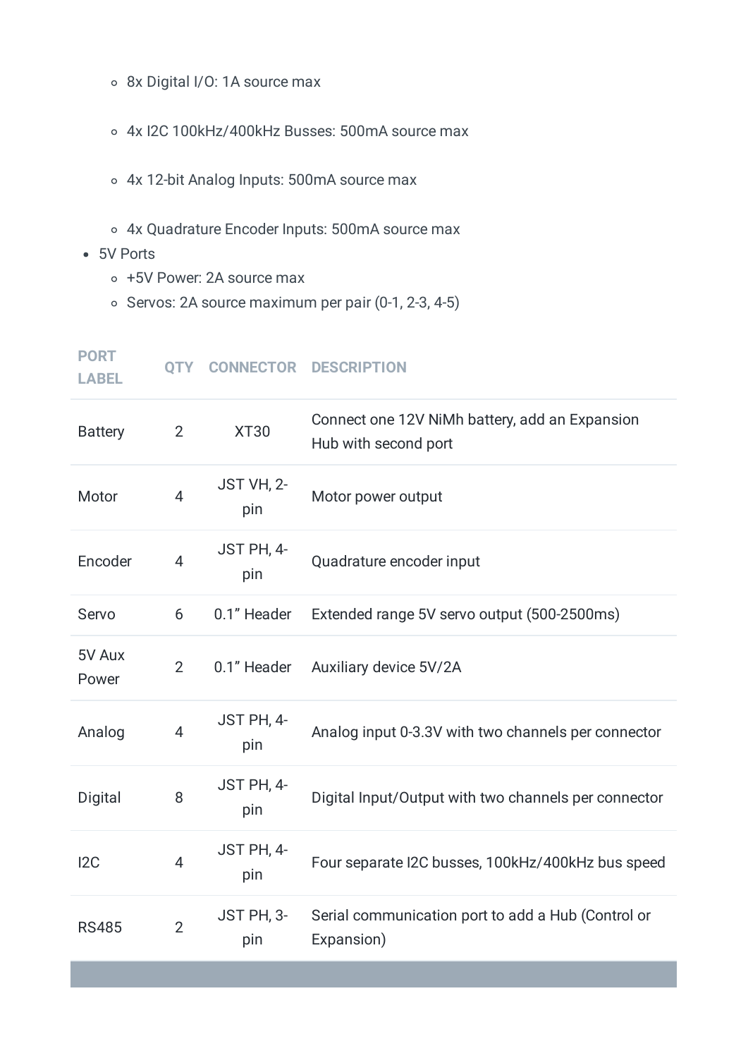- 8x Digital I/O: 1A source max
  - 4x I2C 100kHz/400kHz Busses: 500mA source max
  - 4x 12-bit Analog Inputs: 500mA source max
  - 4x Quadrature Encoder Inputs: 500mA source max
- 5V Ports
  - +5V Power: 2A source max
  - Servos: 2A source maximum per pair (0-1, 2-3, 4-5)

| PORT LABEL | QTY | CONNECTOR | DESCRIPTION |
|---|---|---|---|
| Battery | 2 | XT30 | Connect one 12V NiMh battery, add an Expansion Hub with second port |
| Motor | 4 | JST VH, 2-pin | Motor power output |
| Encoder | 4 | JST PH, 4-pin | Quadrature encoder input |
| Servo | 6 | 0.1” Header | Extended range 5V servo output (500-2500ms) |
| 5V Aux Power | 2 | 0.1” Header | Auxiliary device 5V/2A |
| Analog | 4 | JST PH, 4-pin | Analog input 0-3.3V with two channels per connector |
| Digital | 8 | JST PH, 4-pin | Digital Input/Output with two channels per connector |
| I2C | 4 | JST PH, 4-pin | Four separate I2C busses, 100kHz/400kHz bus speed |
| RS485 | 2 | JST PH, 3-pin | Serial communication port to add a Hub (Control or Expansion) |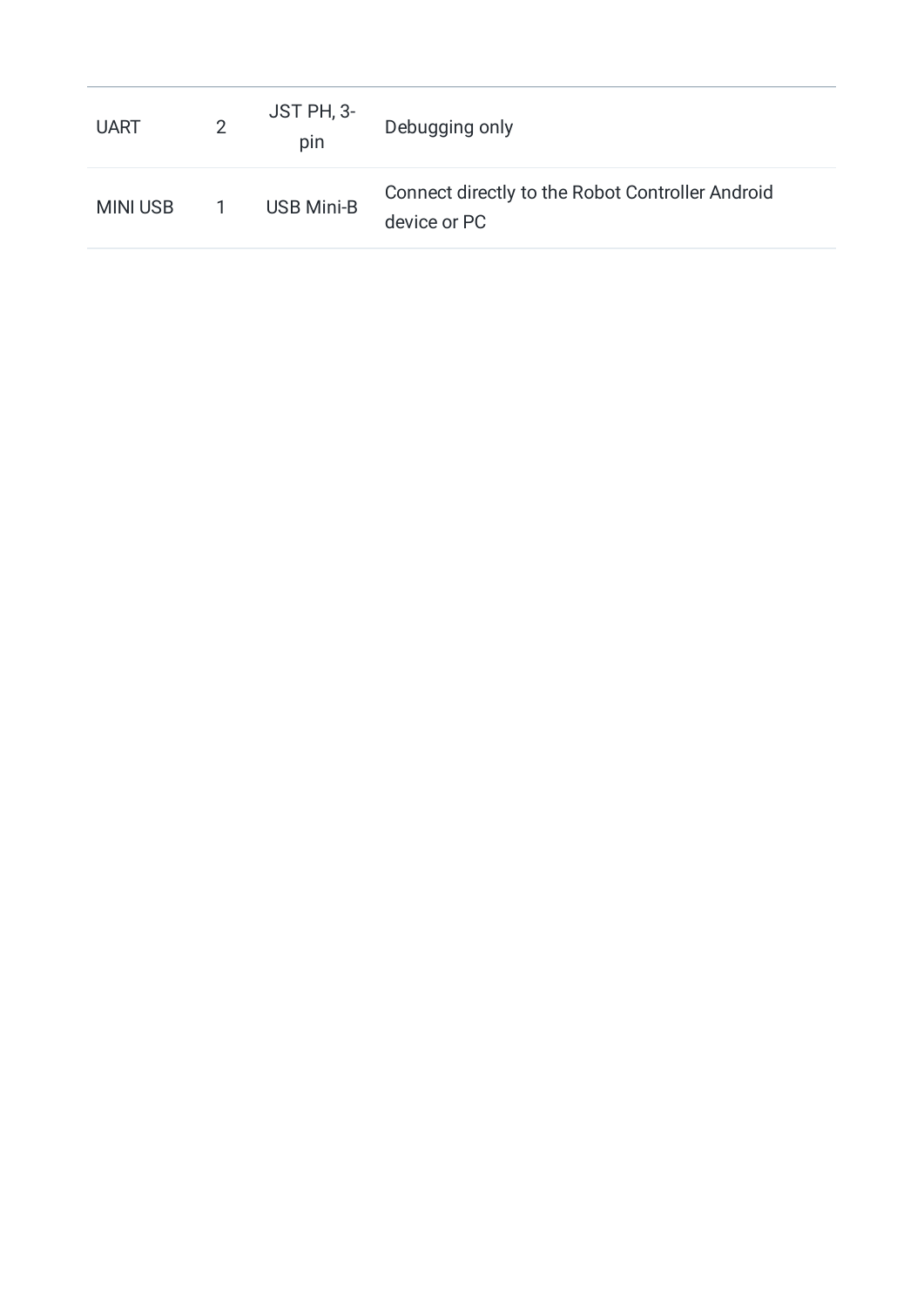| | | | |
|---|---|---|---|
| UART | 2 | JST PH, 3-pin | Debugging only |
| MINI USB | 1 | USB Mini-B | Connect directly to the Robot Controller Android device or PC |